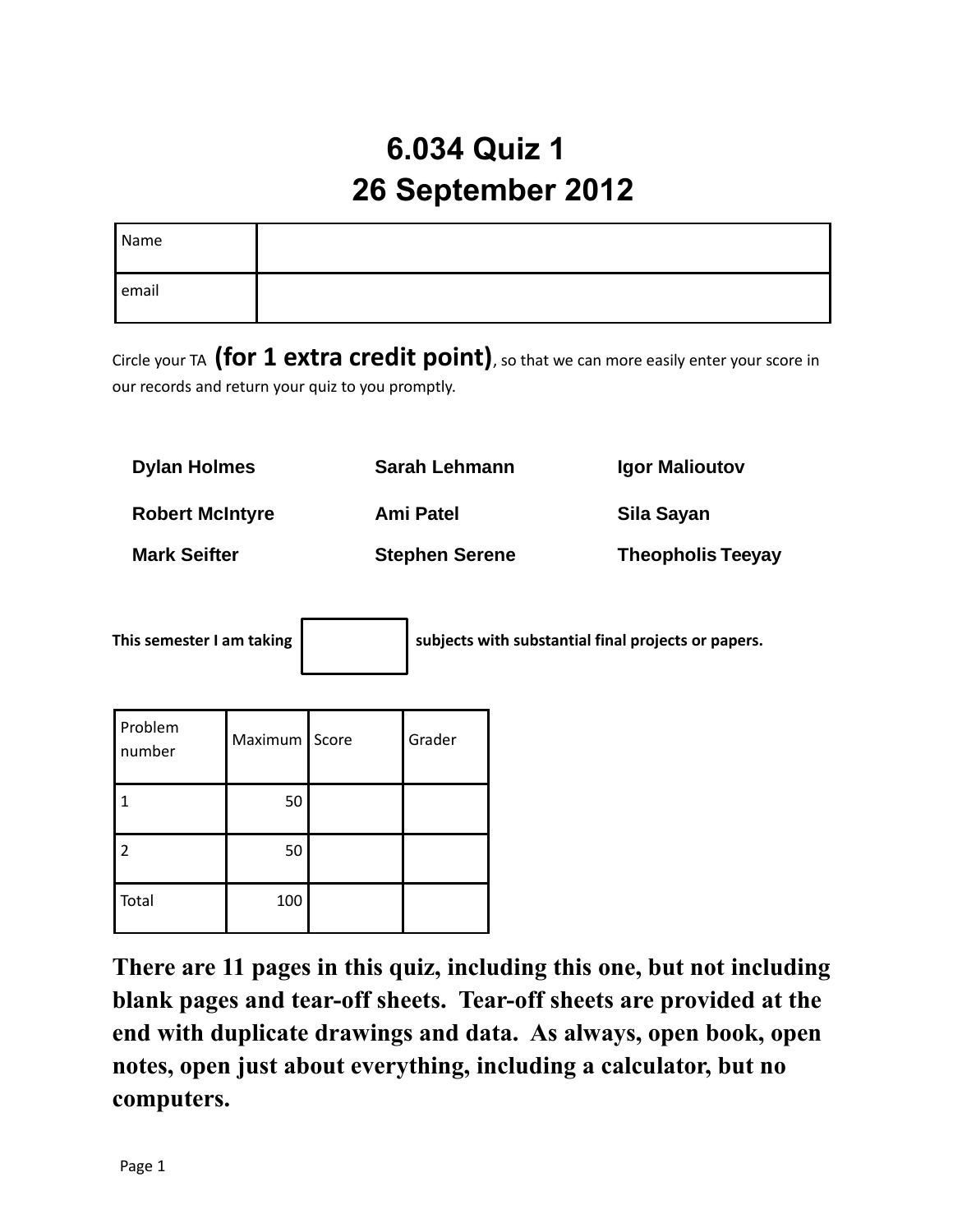# 6.034 Quiz 1
## 26 September 2012

| Name | |
|---|---|
| email | |

Circle your TA **(for 1 extra credit point)**, so that we can more easily enter your score in our records and return your quiz to you promptly.

| | | |
|---|---|---|
| **Dylan Holmes** | **Sarah Lehmann** | **Igor Malioutov** |
| **Robert McIntyre** | **Ami Patel** | **Sila Sayan** |
| **Mark Seifter** | **Stephen Serene** | **Theopholis Teeyay** |

**This semester I am taking [ ] subjects with substantial final projects or papers.**

| Problem number | Maximum | Score | Grader |
|---|---|---|---|
| 1 | 50 | | |
| 2 | 50 | | |
| Total | 100 | | |

**There are 11 pages in this quiz, including this one, but not including blank pages and tear-off sheets. Tear-off sheets are provided at the end with duplicate drawings and data. As always, open book, open notes, open just about everything, including a calculator, but no computers.**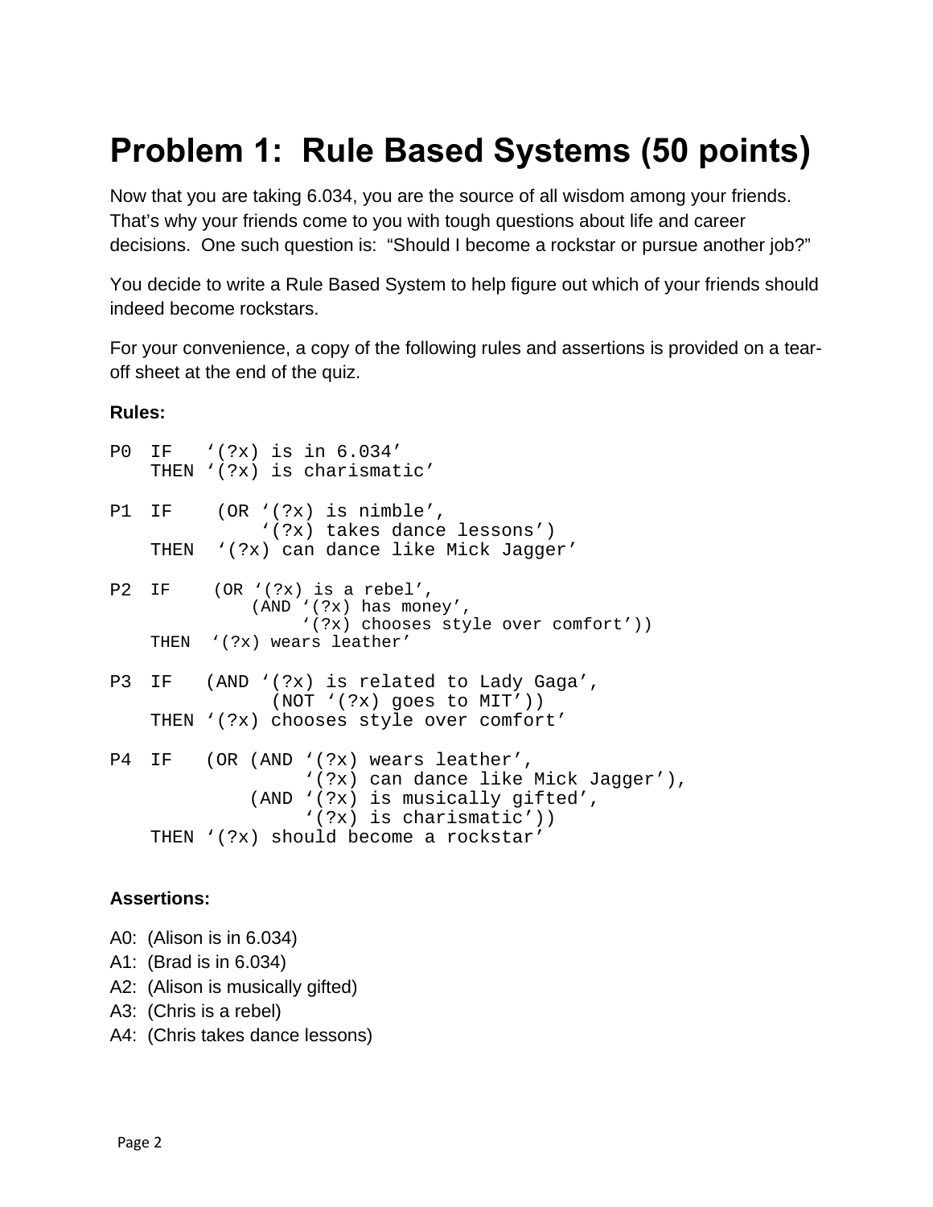# Problem 1: Rule Based Systems (50 points)

Now that you are taking 6.034, you are the source of all wisdom among your friends. That's why your friends come to you with tough questions about life and career decisions. One such question is: "Should I become a rockstar or pursue another job?"

You decide to write a Rule Based System to help figure out which of your friends should indeed become rockstars.

For your convenience, a copy of the following rules and assertions is provided on a tear-off sheet at the end of the quiz.

**Rules:**

```
P0  IF   '(?x) is in 6.034'
    THEN '(?x) is charismatic'

P1  IF    (OR '(?x) is nimble',
              '(?x) takes dance lessons')
    THEN  '(?x) can dance like Mick Jagger'

P2  IF    (OR '(?x) is a rebel',
              (AND '(?x) has money',
                   '(?x) chooses style over comfort'))
    THEN  '(?x) wears leather'

P3  IF   (AND '(?x) is related to Lady Gaga',
              (NOT '(?x) goes to MIT'))
    THEN '(?x) chooses style over comfort'

P4  IF   (OR (AND '(?x) wears leather',
                  '(?x) can dance like Mick Jagger'),
             (AND '(?x) is musically gifted',
                  '(?x) is charismatic'))
    THEN '(?x) should become a rockstar'
```

**Assertions:**

A0: (Alison is in 6.034)  
A1: (Brad is in 6.034)  
A2: (Alison is musically gifted)  
A3: (Chris is a rebel)  
A4: (Chris takes dance lessons)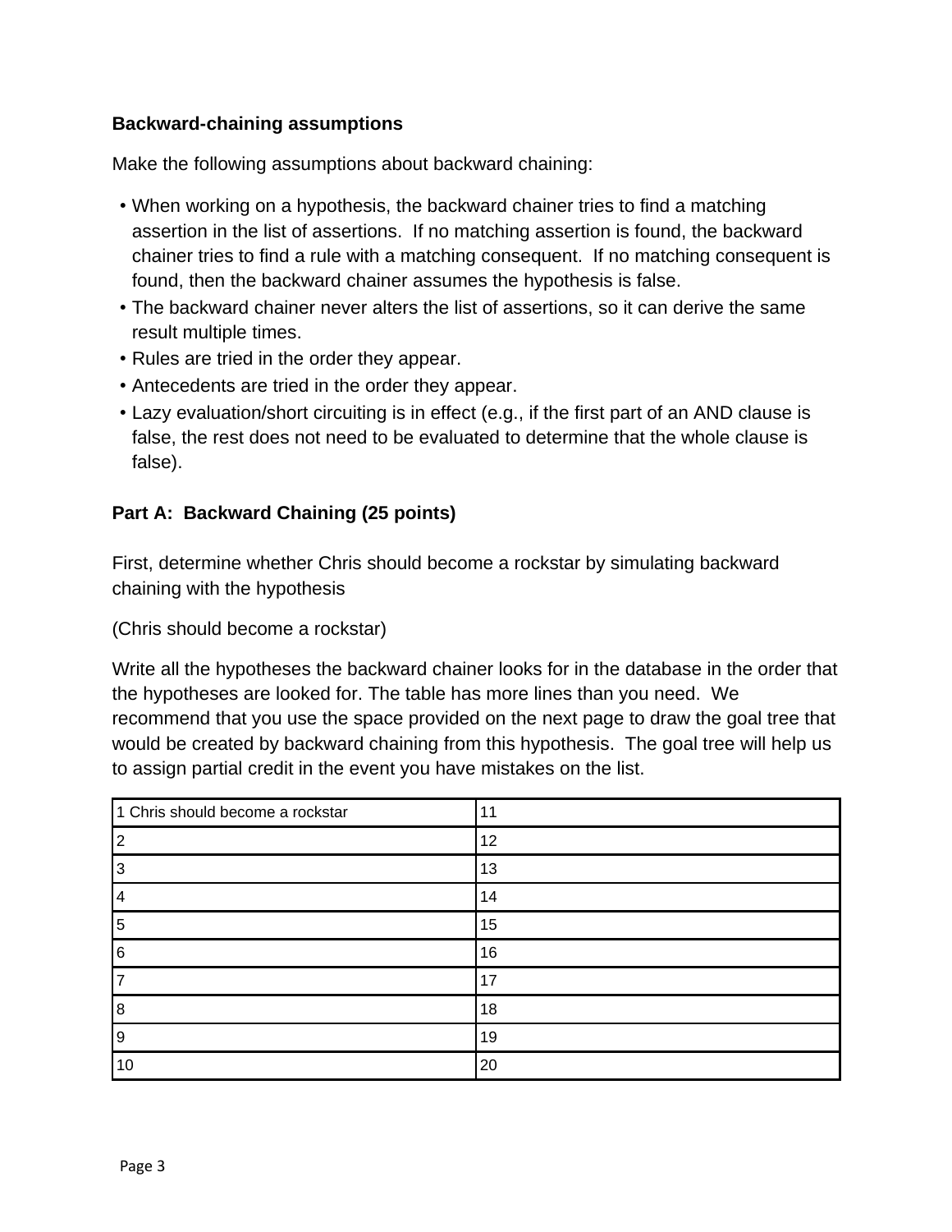**Backward-chaining assumptions**

Make the following assumptions about backward chaining:

- When working on a hypothesis, the backward chainer tries to find a matching assertion in the list of assertions. If no matching assertion is found, the backward chainer tries to find a rule with a matching consequent. If no matching consequent is found, then the backward chainer assumes the hypothesis is false.
- The backward chainer never alters the list of assertions, so it can derive the same result multiple times.
- Rules are tried in the order they appear.
- Antecedents are tried in the order they appear.
- Lazy evaluation/short circuiting is in effect (e.g., if the first part of an AND clause is false, the rest does not need to be evaluated to determine that the whole clause is false).

**Part A: Backward Chaining (25 points)**

First, determine whether Chris should become a rockstar by simulating backward chaining with the hypothesis

(Chris should become a rockstar)

Write all the hypotheses the backward chainer looks for in the database in the order that the hypotheses are looked for. The table has more lines than you need. We recommend that you use the space provided on the next page to draw the goal tree that would be created by backward chaining from this hypothesis. The goal tree will help us to assign partial credit in the event you have mistakes on the list.

| | |
|---|---|
| 1 Chris should become a rockstar | 11 |
| 2 | 12 |
| 3 | 13 |
| 4 | 14 |
| 5 | 15 |
| 6 | 16 |
| 7 | 17 |
| 8 | 18 |
| 9 | 19 |
| 10 | 20 |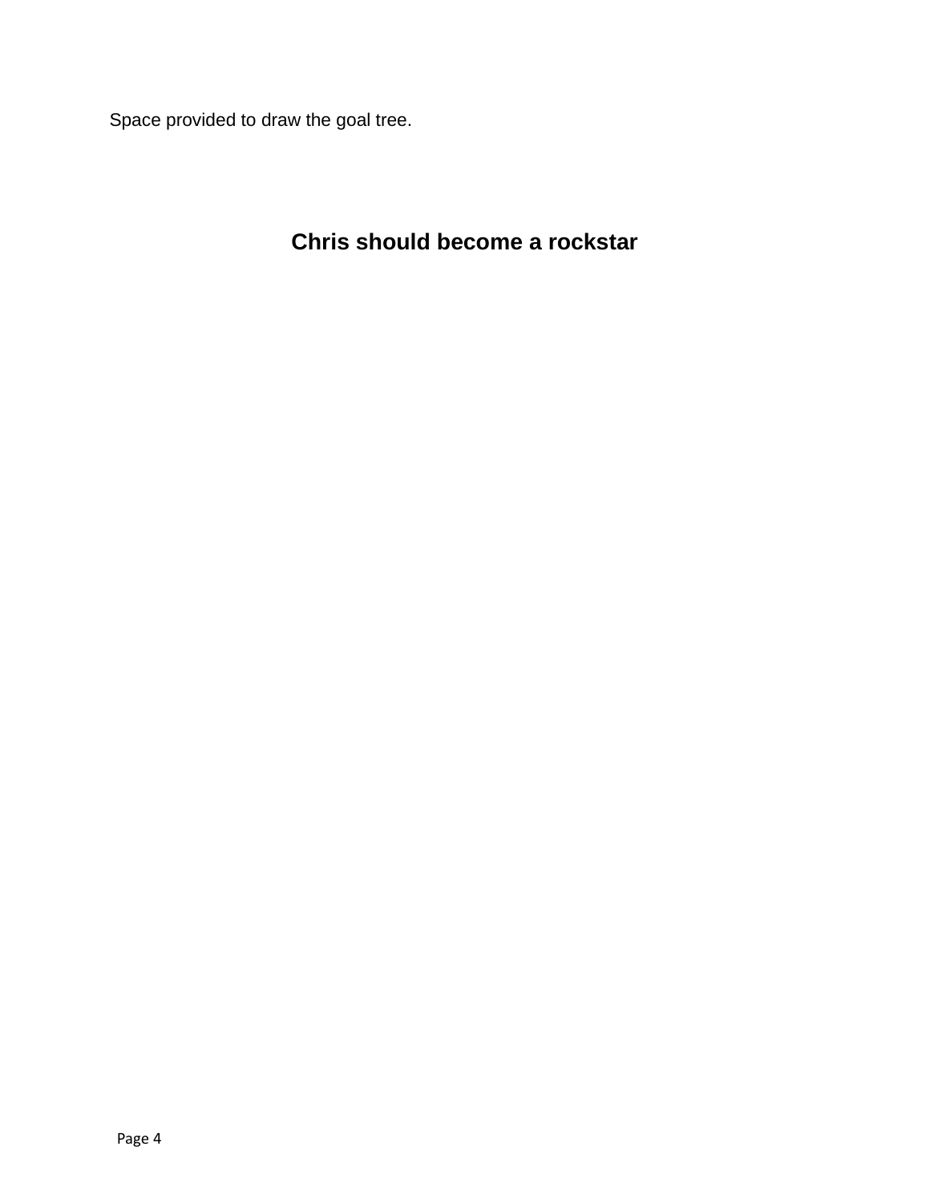Space provided to draw the goal tree.

**Chris should become a rockstar**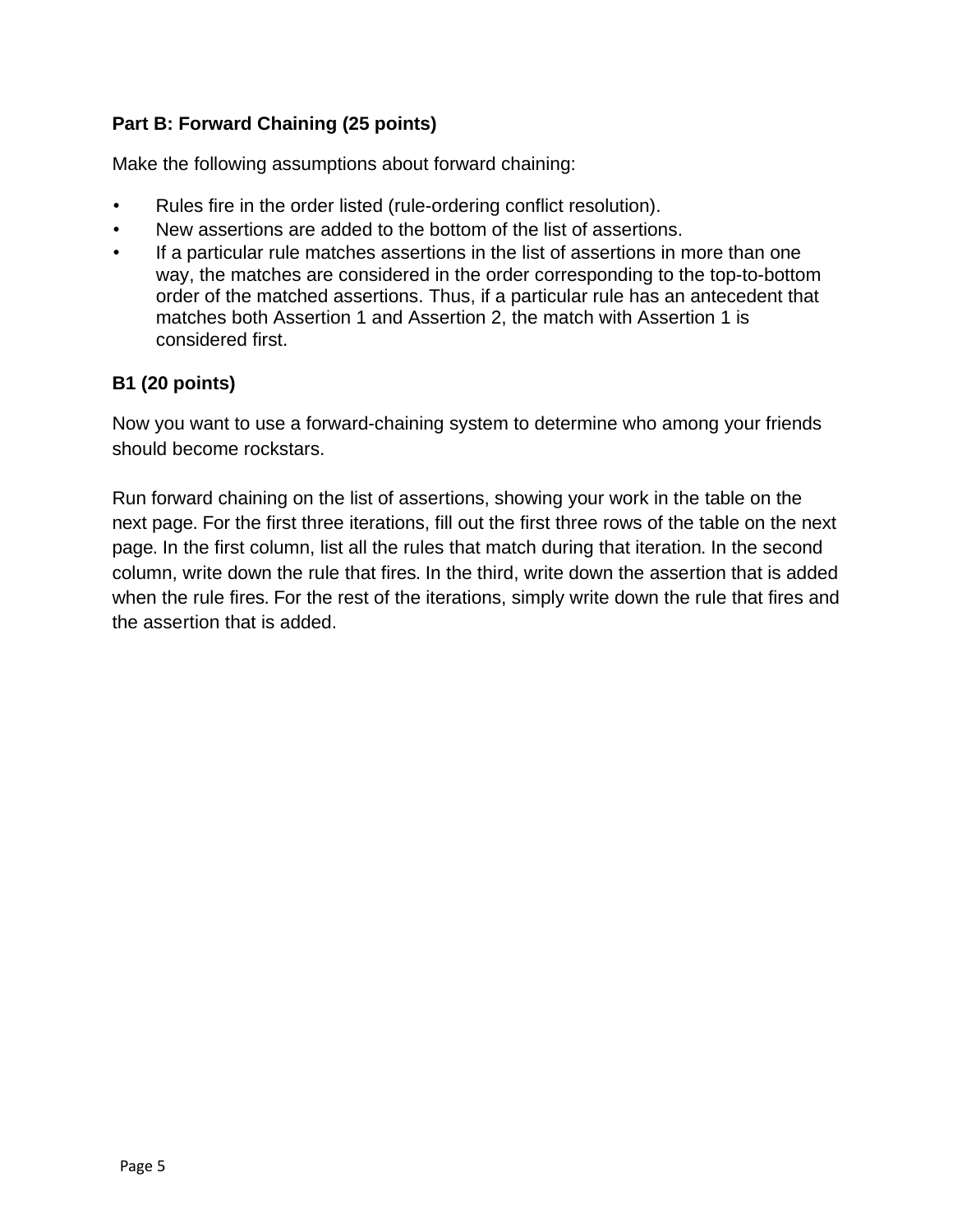## Part B: Forward Chaining (25 points)

Make the following assumptions about forward chaining:

- Rules fire in the order listed (rule-ordering conflict resolution).
- New assertions are added to the bottom of the list of assertions.
- If a particular rule matches assertions in the list of assertions in more than one way, the matches are considered in the order corresponding to the top-to-bottom order of the matched assertions. Thus, if a particular rule has an antecedent that matches both Assertion 1 and Assertion 2, the match with Assertion 1 is considered first.

### B1 (20 points)

Now you want to use a forward-chaining system to determine who among your friends should become rockstars.

Run forward chaining on the list of assertions, showing your work in the table on the next page. For the first three iterations, fill out the first three rows of the table on the next page. In the first column, list all the rules that match during that iteration. In the second column, write down the rule that fires. In the third, write down the assertion that is added when the rule fires. For the rest of the iterations, simply write down the rule that fires and the assertion that is added.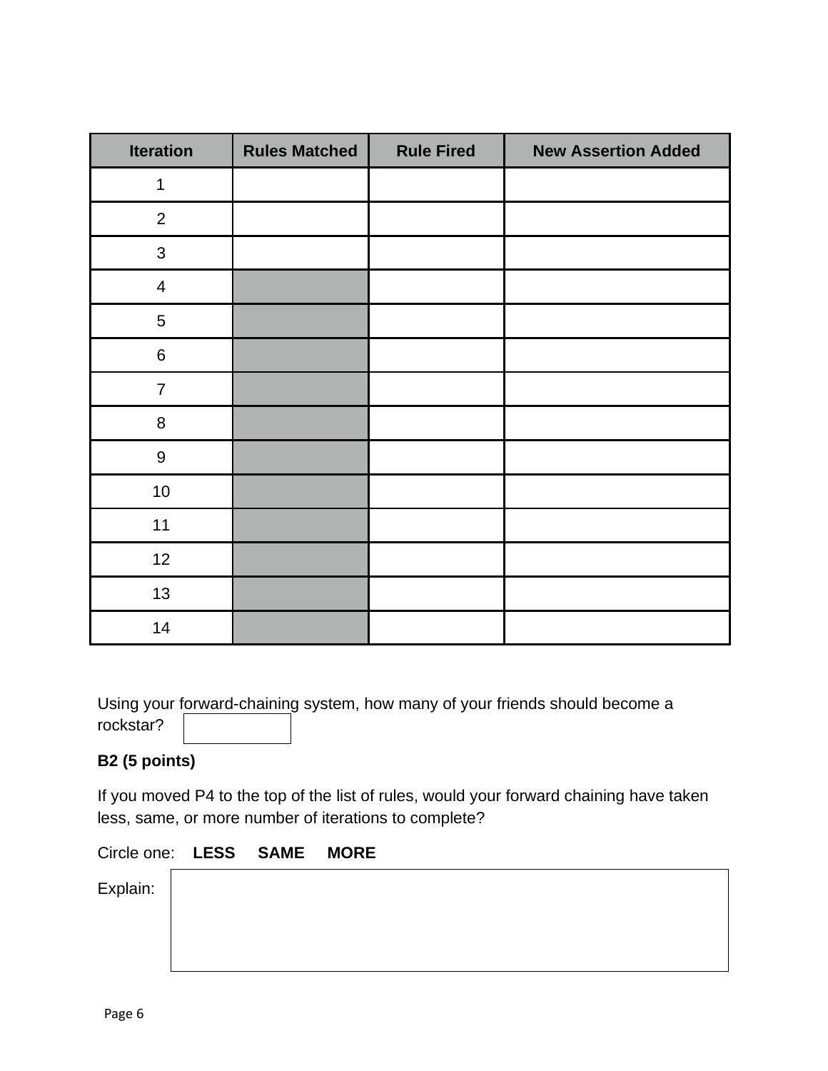| Iteration | Rules Matched | Rule Fired | New Assertion Added |
|---|---|---|---|
| 1 | | | |
| 2 | | | |
| 3 | | | |
| 4 | | | |
| 5 | | | |
| 6 | | | |
| 7 | | | |
| 8 | | | |
| 9 | | | |
| 10 | | | |
| 11 | | | |
| 12 | | | |
| 13 | | | |
| 14 | | | |

Using your forward-chaining system, how many of your friends should become a rockstar? [ ]

**B2 (5 points)**

If you moved P4 to the top of the list of rules, would your forward chaining have taken less, same, or more number of iterations to complete?

Circle one: **LESS** **SAME** **MORE**

Explain: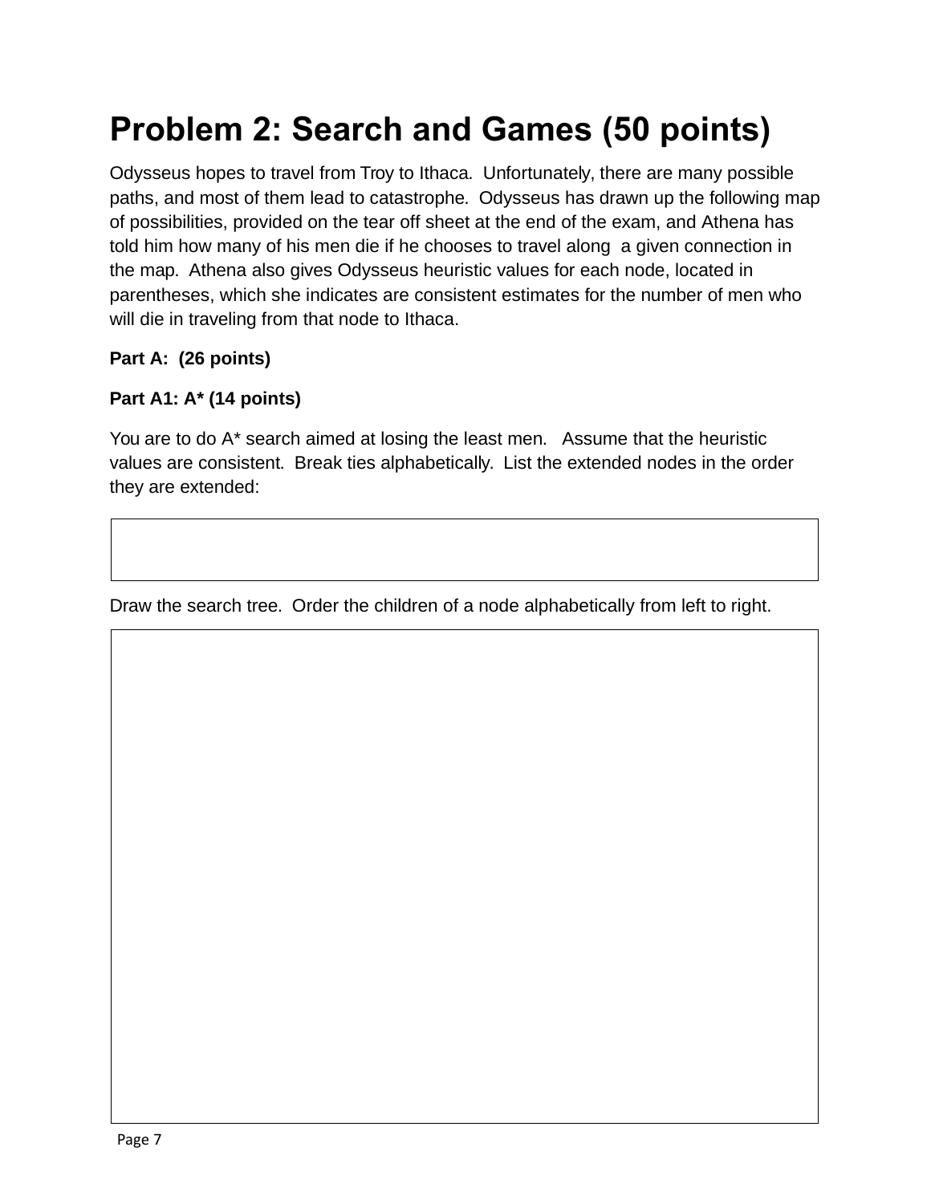# Problem 2: Search and Games (50 points)

Odysseus hopes to travel from Troy to Ithaca. Unfortunately, there are many possible paths, and most of them lead to catastrophe. Odysseus has drawn up the following map of possibilities, provided on the tear off sheet at the end of the exam, and Athena has told him how many of his men die if he chooses to travel along a given connection in the map. Athena also gives Odysseus heuristic values for each node, located in parentheses, which she indicates are consistent estimates for the number of men who will die in traveling from that node to Ithaca.

**Part A: (26 points)**

**Part A1: A* (14 points)**

You are to do A* search aimed at losing the least men. Assume that the heuristic values are consistent. Break ties alphabetically. List the extended nodes in the order they are extended:

Draw the search tree. Order the children of a node alphabetically from left to right.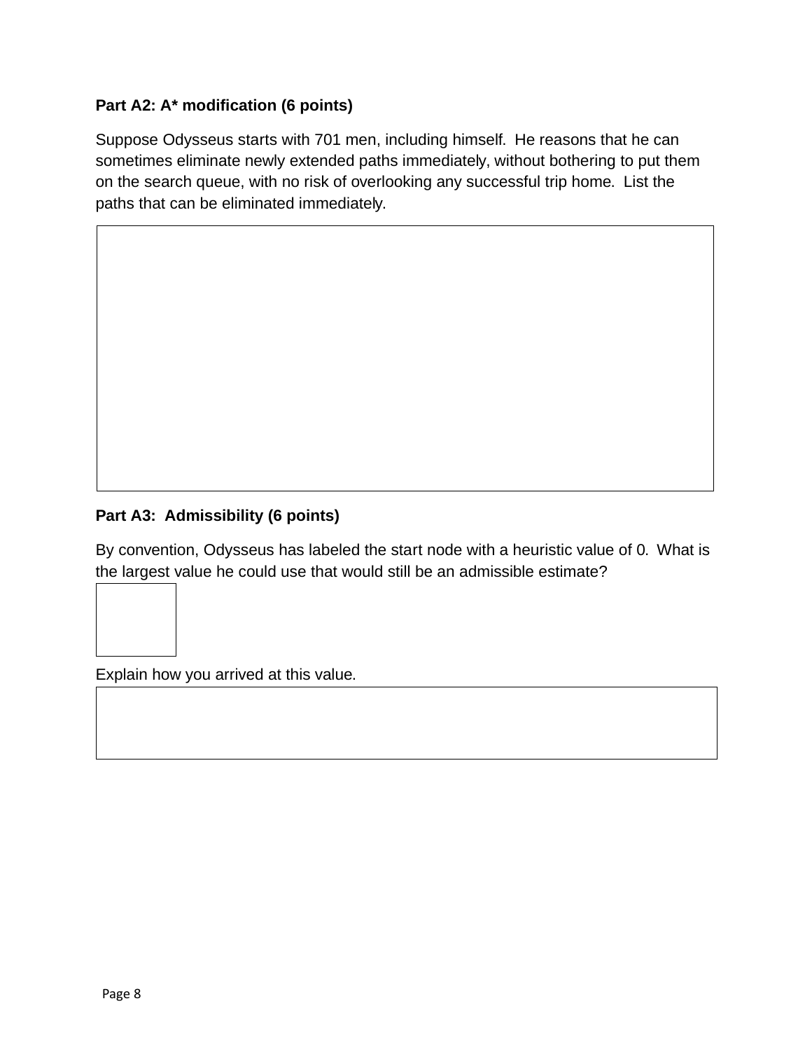**Part A2: A* modification (6 points)**

Suppose Odysseus starts with 701 men, including himself. He reasons that he can sometimes eliminate newly extended paths immediately, without bothering to put them on the search queue, with no risk of overlooking any successful trip home. List the paths that can be eliminated immediately.

**Part A3: Admissibility (6 points)**

By convention, Odysseus has labeled the start node with a heuristic value of 0. What is the largest value he could use that would still be an admissible estimate?

Explain how you arrived at this value.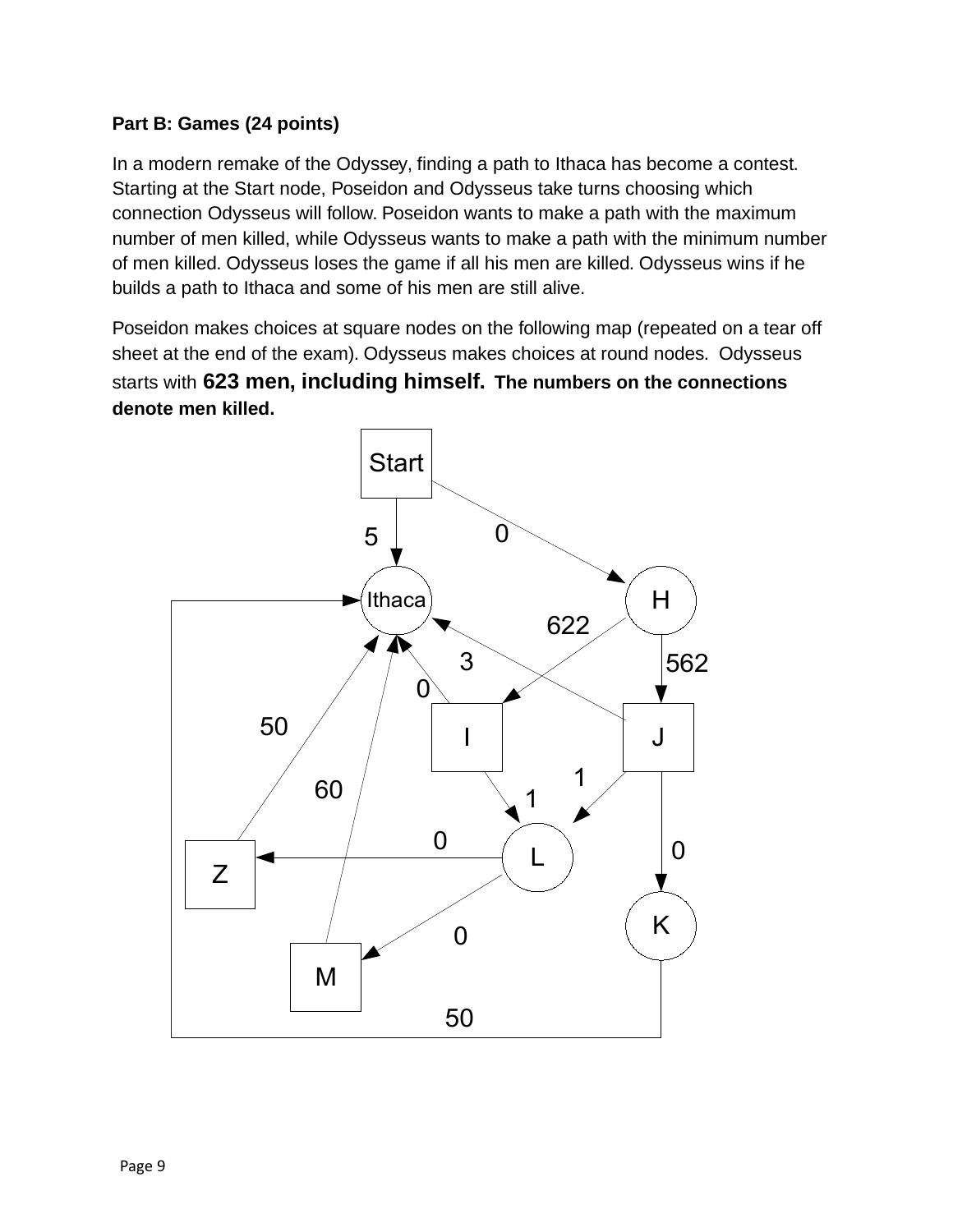**Part B: Games (24 points)**

In a modern remake of the Odyssey, finding a path to Ithaca has become a contest. Starting at the Start node, Poseidon and Odysseus take turns choosing which connection Odysseus will follow. Poseidon wants to make a path with the maximum number of men killed, while Odysseus wants to make a path with the minimum number of men killed. Odysseus loses the game if all his men are killed. Odysseus wins if he builds a path to Ithaca and some of his men are still alive.

Poseidon makes choices at square nodes on the following map (repeated on a tear off sheet at the end of the exam). Odysseus makes choices at round nodes. Odysseus starts with **623 men, including himself. The numbers on the connections denote men killed.**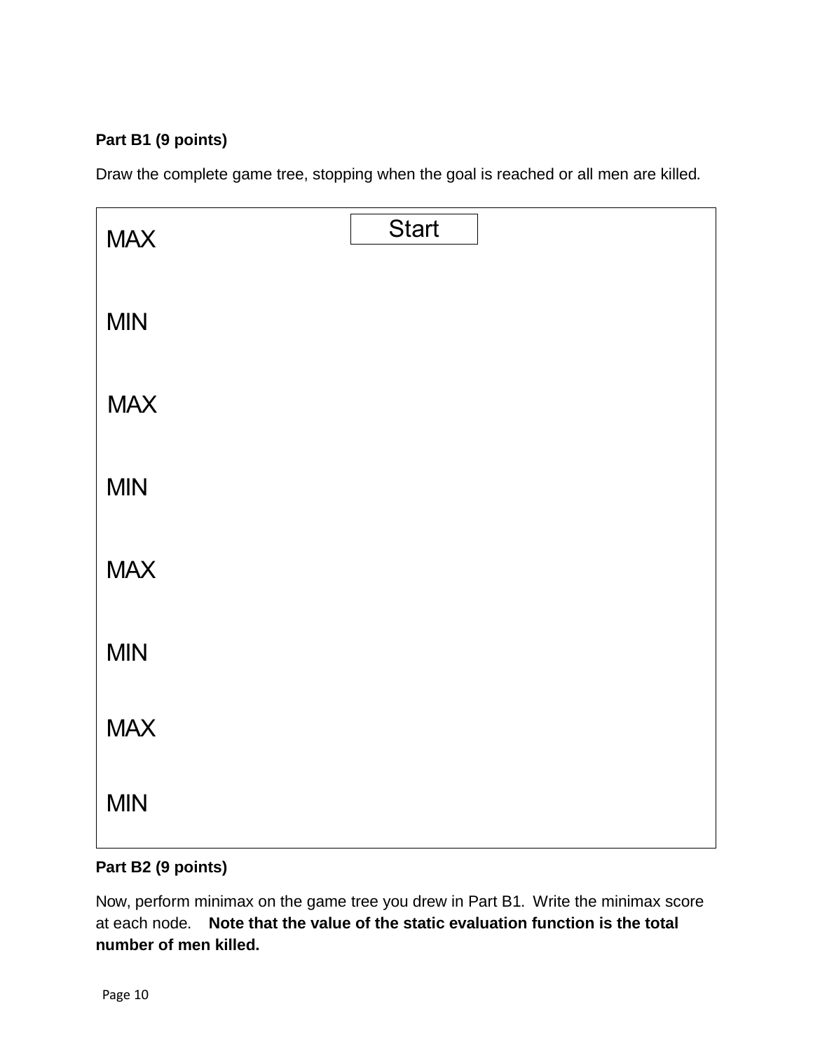**Part B1 (9 points)**

Draw the complete game tree, stopping when the goal is reached or all men are killed.

| | |
|---|---|
| MAX | Start |
| MIN | |
| MAX | |
| MIN | |
| MAX | |
| MIN | |
| MAX | |
| MIN | |

**Part B2 (9 points)**

Now, perform minimax on the game tree you drew in Part B1. Write the minimax score at each node. **Note that the value of the static evaluation function is the total number of men killed.**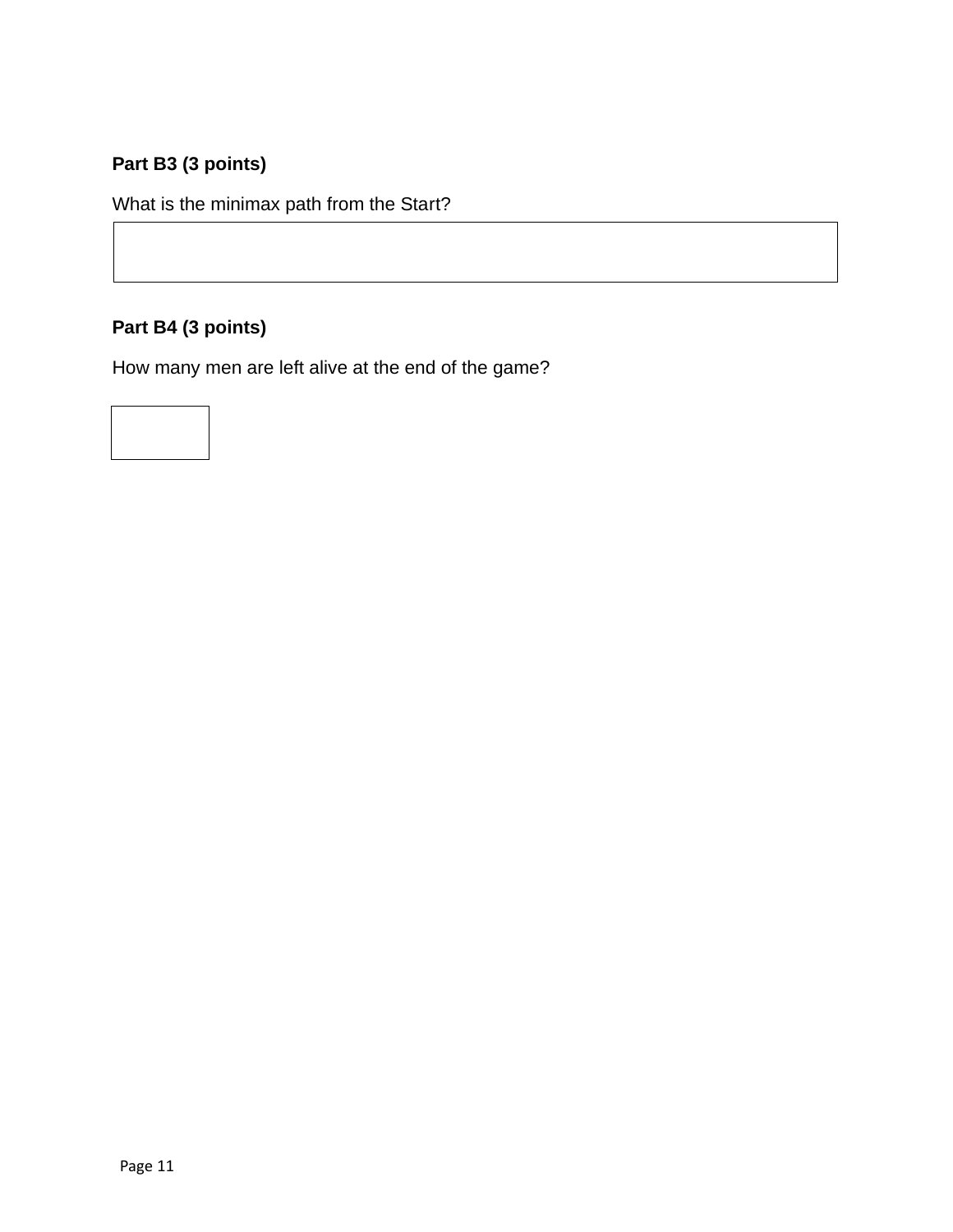**Part B3 (3 points)**

What is the minimax path from the Start?

**Part B4 (3 points)**

How many men are left alive at the end of the game?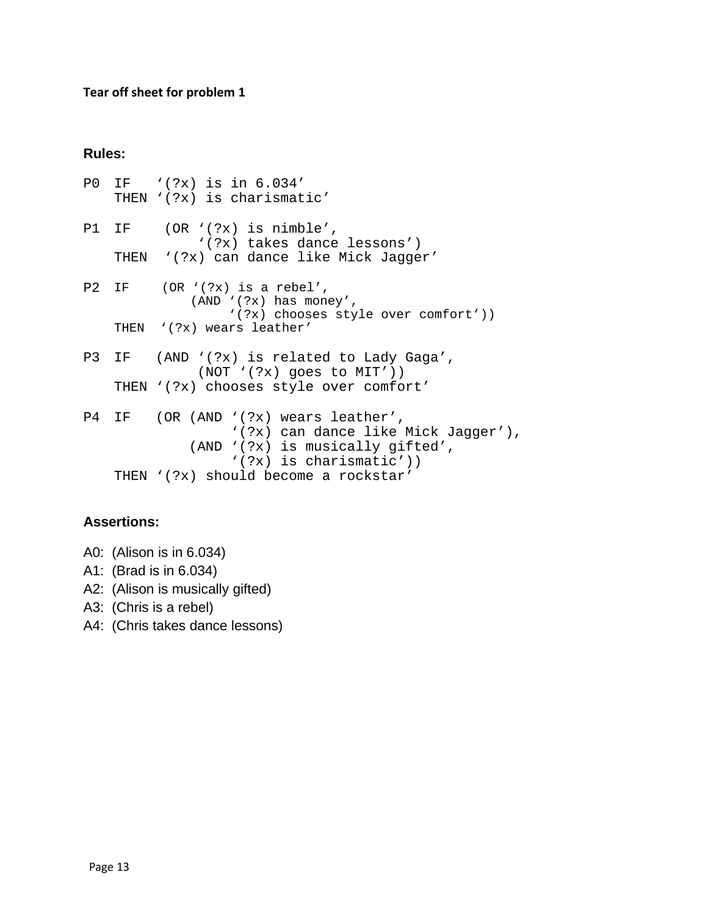**Tear off sheet for problem 1**

### Rules:

```
P0  IF   '(?x) is in 6.034'
    THEN '(?x) is charismatic'

P1  IF    (OR '(?x) is nimble',
              '(?x) takes dance lessons')
    THEN  '(?x) can dance like Mick Jagger'

P2  IF    (OR '(?x) is a rebel',
              (AND '(?x) has money',
                   '(?x) chooses style over comfort'))
    THEN  '(?x) wears leather'

P3  IF   (AND '(?x) is related to Lady Gaga',
              (NOT '(?x) goes to MIT'))
    THEN '(?x) chooses style over comfort'

P4  IF   (OR (AND '(?x) wears leather',
                  '(?x) can dance like Mick Jagger'),
             (AND '(?x) is musically gifted',
                  '(?x) is charismatic'))
    THEN '(?x) should become a rockstar'
```

### Assertions:

A0: (Alison is in 6.034)
A1: (Brad is in 6.034)
A2: (Alison is musically gifted)
A3: (Chris is a rebel)
A4: (Chris takes dance lessons)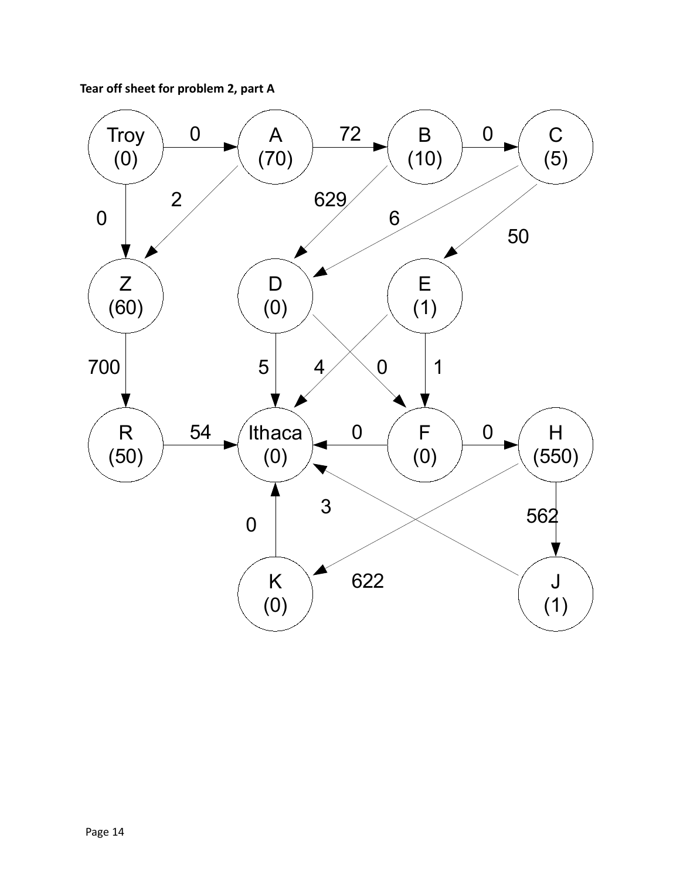**Tear off sheet for problem 2, part A**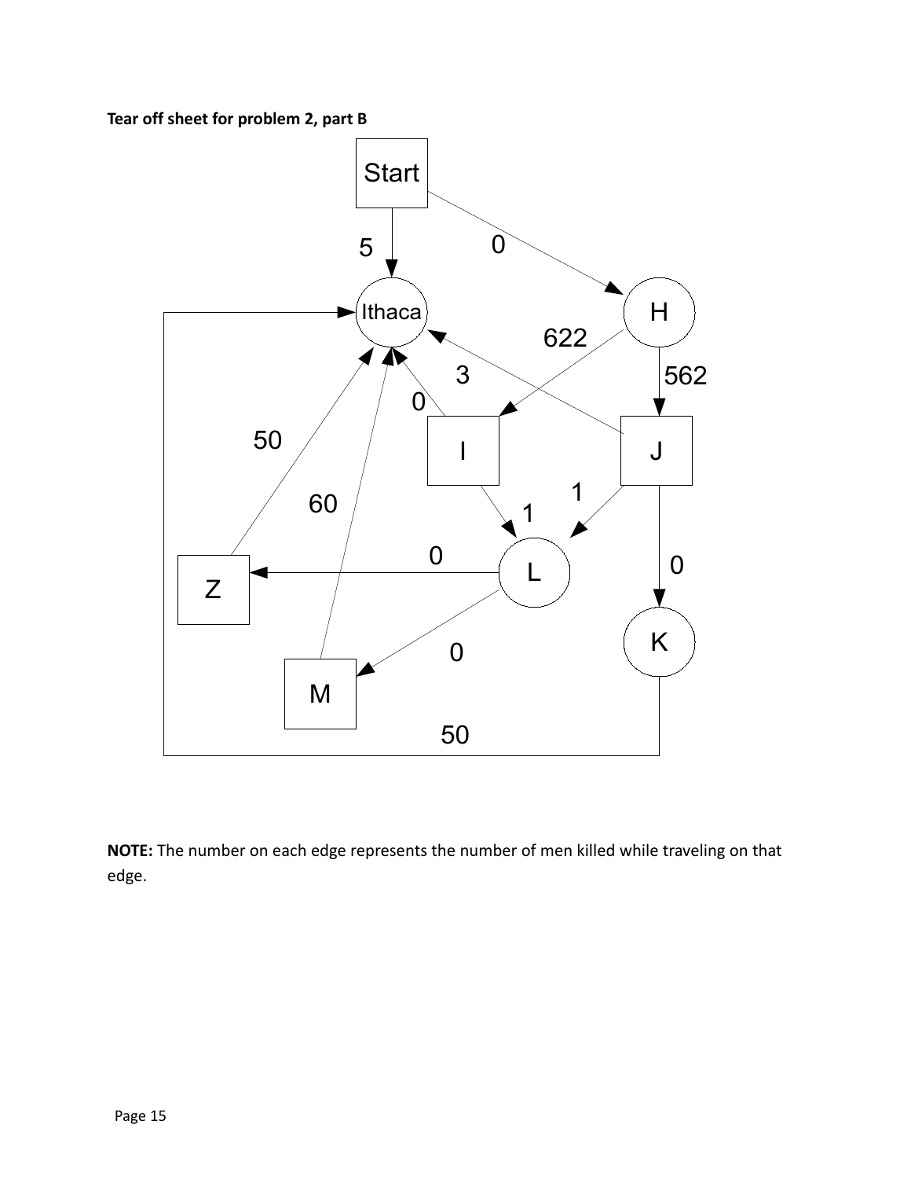**Tear off sheet for problem 2, part B**

Start

5

0

Ithaca

H

622

562

3

0

I

J

50

60

1

1

0

L

0

Z

K

0

M

50

**NOTE:** The number on each edge represents the number of men killed while traveling on that edge.